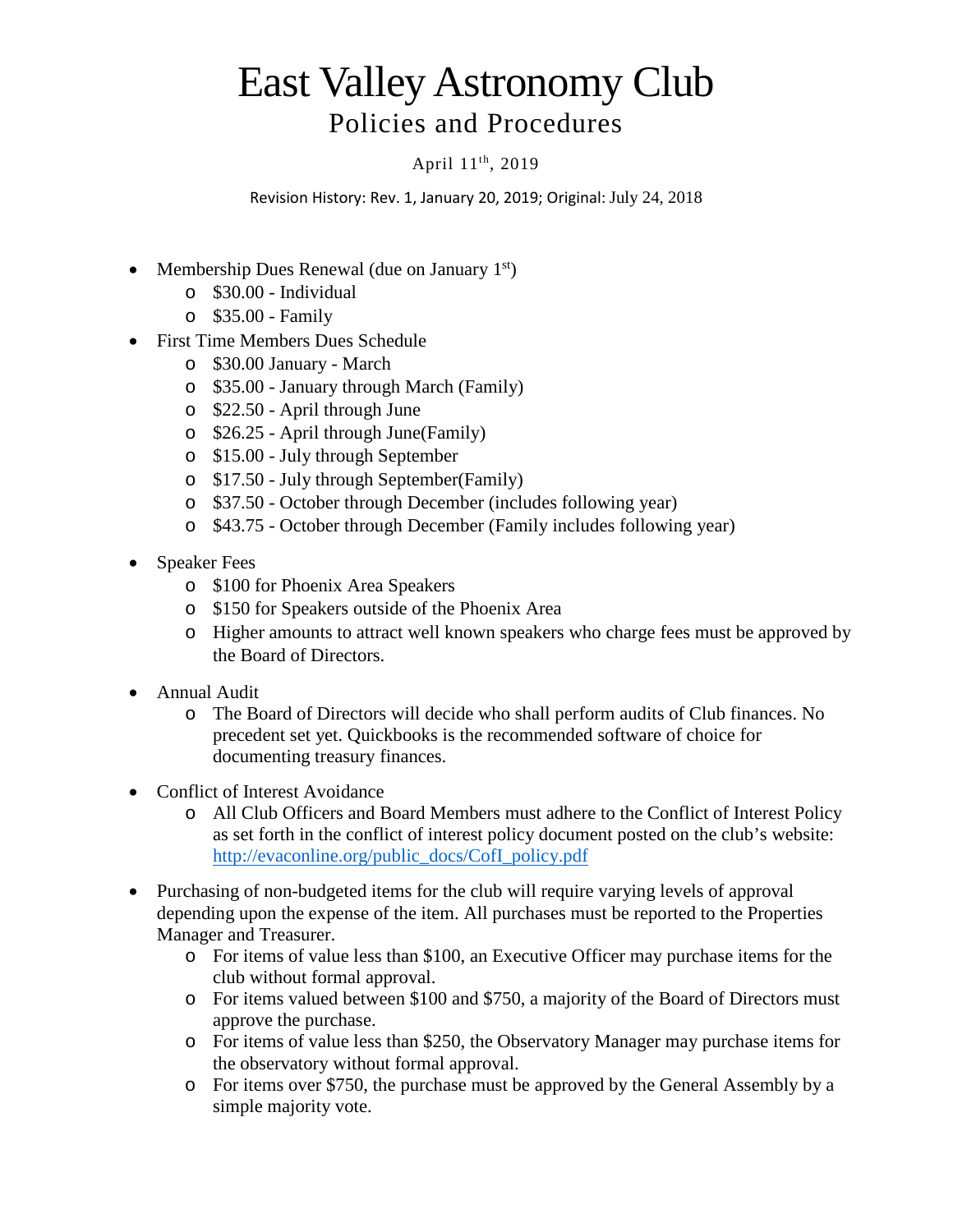# East Valley Astronomy Club

## Policies and Procedures

April 11th, 2019

Revision History: Rev. 1, January 20, 2019; Original: July 24, 2018

- Membership Dues Renewal (due on January 1st)
  - $30.00 - Individual
  - $35.00 - Family
- First Time Members Dues Schedule
  - $30.00 January - March
  - $35.00 - January through March (Family)
  - $22.50 - April through June
  - $26.25 - April through June(Family)
  - $15.00 - July through September
  - $17.50 - July through September(Family)
  - $37.50 - October through December (includes following year)
  - $43.75 - October through December (Family includes following year)

- Speaker Fees
  - $100 for Phoenix Area Speakers
  - $150 for Speakers outside of the Phoenix Area
  - Higher amounts to attract well known speakers who charge fees must be approved by the Board of Directors.

- Annual Audit
  - The Board of Directors will decide who shall perform audits of Club finances. No precedent set yet. Quickbooks is the recommended software of choice for documenting treasury finances.

- Conflict of Interest Avoidance
  - All Club Officers and Board Members must adhere to the Conflict of Interest Policy as set forth in the conflict of interest policy document posted on the club's website: [http://evaconline.org/public_docs/CofI_policy.pdf](http://evaconline.org/public_docs/CofI_policy.pdf)

- Purchasing of non-budgeted items for the club will require varying levels of approval depending upon the expense of the item. All purchases must be reported to the Properties Manager and Treasurer.
  - For items of value less than $100, an Executive Officer may purchase items for the club without formal approval.
  - For items valued between $100 and $750, a majority of the Board of Directors must approve the purchase.
  - For items of value less than $250, the Observatory Manager may purchase items for the observatory without formal approval.
  - For items over $750, the purchase must be approved by the General Assembly by a simple majority vote.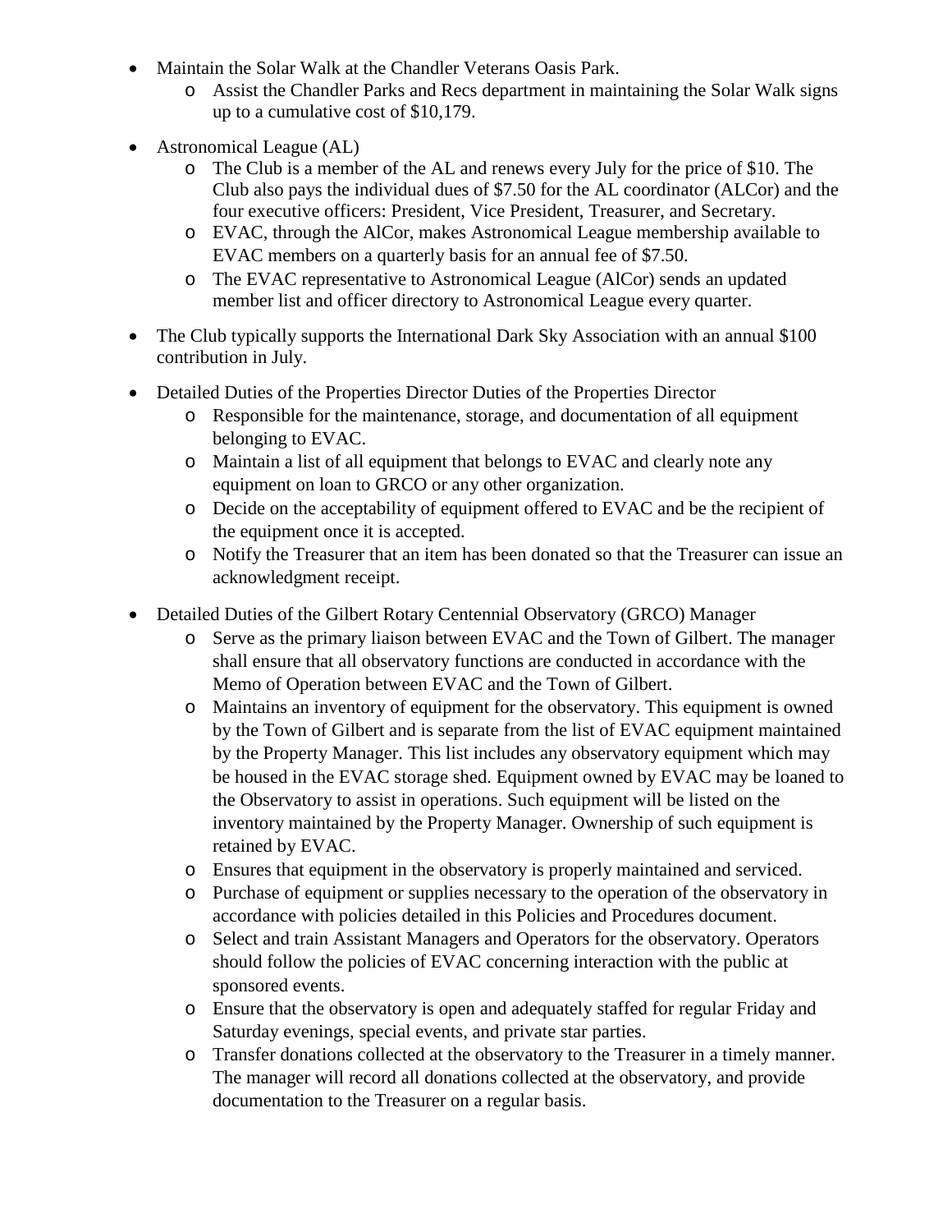- Maintain the Solar Walk at the Chandler Veterans Oasis Park.
    - Assist the Chandler Parks and Recs department in maintaining the Solar Walk signs up to a cumulative cost of $10,179.
- Astronomical League (AL)
    - The Club is a member of the AL and renews every July for the price of $10. The Club also pays the individual dues of $7.50 for the AL coordinator (ALCor) and the four executive officers: President, Vice President, Treasurer, and Secretary.
    - EVAC, through the AlCor, makes Astronomical League membership available to EVAC members on a quarterly basis for an annual fee of $7.50.
    - The EVAC representative to Astronomical League (AlCor) sends an updated member list and officer directory to Astronomical League every quarter.
- The Club typically supports the International Dark Sky Association with an annual $100 contribution in July.
- Detailed Duties of the Properties Director Duties of the Properties Director
    - Responsible for the maintenance, storage, and documentation of all equipment belonging to EVAC.
    - Maintain a list of all equipment that belongs to EVAC and clearly note any equipment on loan to GRCO or any other organization.
    - Decide on the acceptability of equipment offered to EVAC and be the recipient of the equipment once it is accepted.
    - Notify the Treasurer that an item has been donated so that the Treasurer can issue an acknowledgment receipt.
- Detailed Duties of the Gilbert Rotary Centennial Observatory (GRCO) Manager
    - Serve as the primary liaison between EVAC and the Town of Gilbert. The manager shall ensure that all observatory functions are conducted in accordance with the Memo of Operation between EVAC and the Town of Gilbert.
    - Maintains an inventory of equipment for the observatory. This equipment is owned by the Town of Gilbert and is separate from the list of EVAC equipment maintained by the Property Manager. This list includes any observatory equipment which may be housed in the EVAC storage shed. Equipment owned by EVAC may be loaned to the Observatory to assist in operations. Such equipment will be listed on the inventory maintained by the Property Manager. Ownership of such equipment is retained by EVAC.
    - Ensures that equipment in the observatory is properly maintained and serviced.
    - Purchase of equipment or supplies necessary to the operation of the observatory in accordance with policies detailed in this Policies and Procedures document.
    - Select and train Assistant Managers and Operators for the observatory. Operators should follow the policies of EVAC concerning interaction with the public at sponsored events.
    - Ensure that the observatory is open and adequately staffed for regular Friday and Saturday evenings, special events, and private star parties.
    - Transfer donations collected at the observatory to the Treasurer in a timely manner. The manager will record all donations collected at the observatory, and provide documentation to the Treasurer on a regular basis.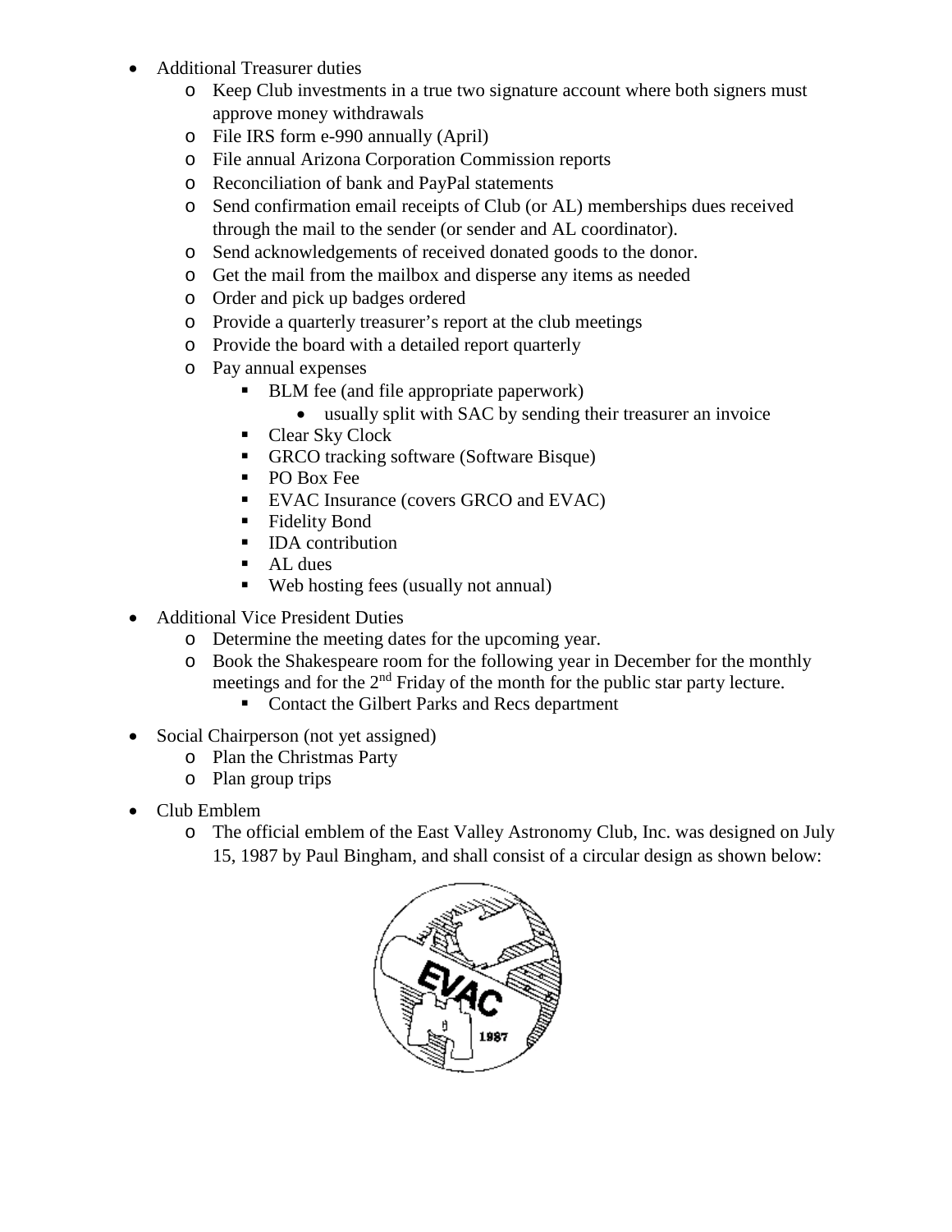- Additional Treasurer duties
  - Keep Club investments in a true two signature account where both signers must approve money withdrawals
  - File IRS form e-990 annually (April)
  - File annual Arizona Corporation Commission reports
  - Reconciliation of bank and PayPal statements
  - Send confirmation email receipts of Club (or AL) memberships dues received through the mail to the sender (or sender and AL coordinator).
  - Send acknowledgements of received donated goods to the donor.
  - Get the mail from the mailbox and disperse any items as needed
  - Order and pick up badges ordered
  - Provide a quarterly treasurer's report at the club meetings
  - Provide the board with a detailed report quarterly
  - Pay annual expenses
    - BLM fee (and file appropriate paperwork)
      - usually split with SAC by sending their treasurer an invoice
    - Clear Sky Clock
    - GRCO tracking software (Software Bisque)
    - PO Box Fee
    - EVAC Insurance (covers GRCO and EVAC)
    - Fidelity Bond
    - IDA contribution
    - AL dues
    - Web hosting fees (usually not annual)
- Additional Vice President Duties
  - Determine the meeting dates for the upcoming year.
  - Book the Shakespeare room for the following year in December for the monthly meetings and for the 2nd Friday of the month for the public star party lecture.
    - Contact the Gilbert Parks and Recs department
- Social Chairperson (not yet assigned)
  - Plan the Christmas Party
  - Plan group trips
- Club Emblem
  - The official emblem of the East Valley Astronomy Club, Inc. was designed on July 15, 1987 by Paul Bingham, and shall consist of a circular design as shown below: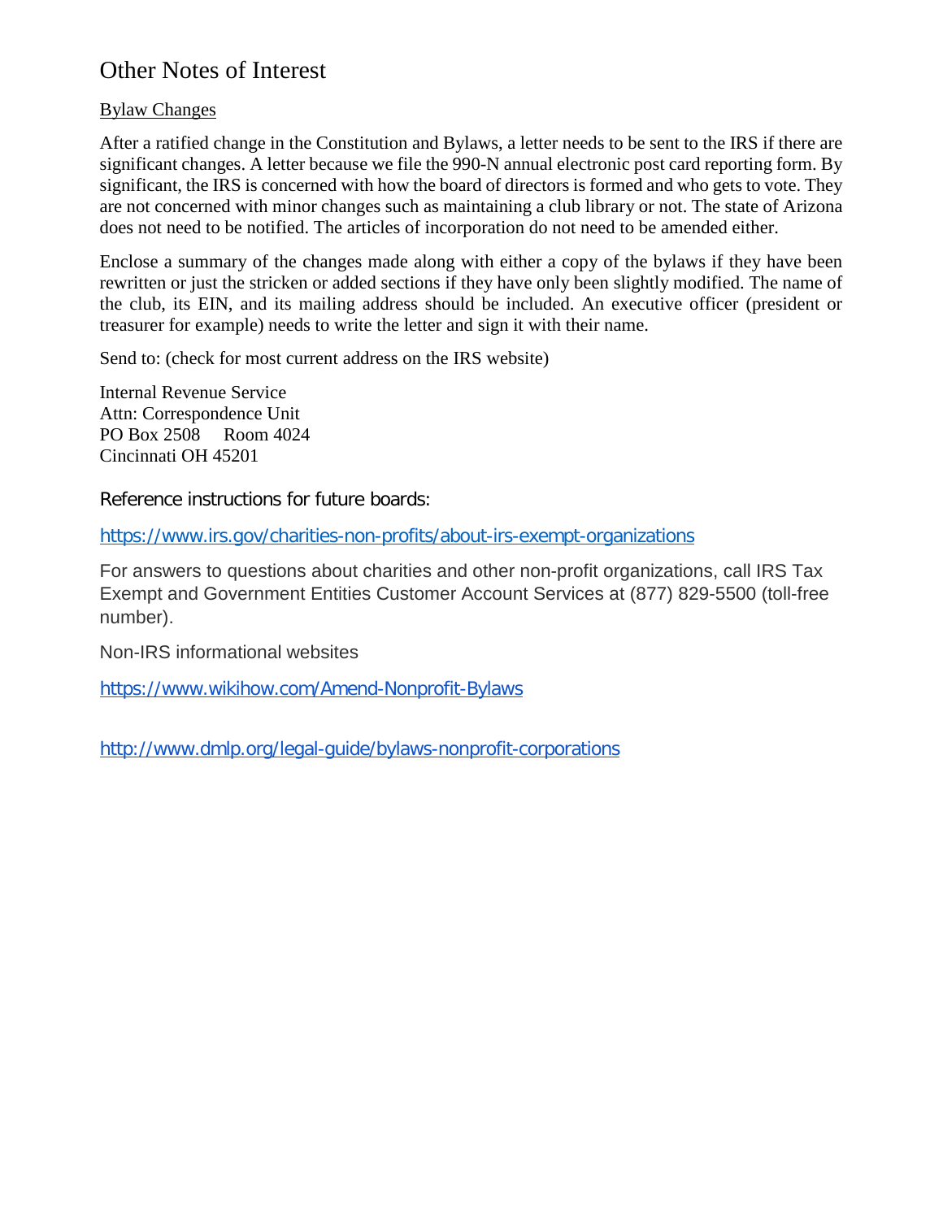# Other Notes of Interest

## Bylaw Changes

After a ratified change in the Constitution and Bylaws, a letter needs to be sent to the IRS if there are significant changes. A letter because we file the 990-N annual electronic post card reporting form. By significant, the IRS is concerned with how the board of directors is formed and who gets to vote. They are not concerned with minor changes such as maintaining a club library or not. The state of Arizona does not need to be notified. The articles of incorporation do not need to be amended either.

Enclose a summary of the changes made along with either a copy of the bylaws if they have been rewritten or just the stricken or added sections if they have only been slightly modified. The name of the club, its EIN, and its mailing address should be included. An executive officer (president or treasurer for example) needs to write the letter and sign it with their name.

Send to: (check for most current address on the IRS website)

Internal Revenue Service
Attn: Correspondence Unit
PO Box 2508     Room 4024
Cincinnati OH 45201

Reference instructions for future boards:

https://www.irs.gov/charities-non-profits/about-irs-exempt-organizations

For answers to questions about charities and other non-profit organizations, call IRS Tax Exempt and Government Entities Customer Account Services at (877) 829-5500 (toll-free number).

Non-IRS informational websites

https://www.wikihow.com/Amend-Nonprofit-Bylaws

http://www.dmlp.org/legal-guide/bylaws-nonprofit-corporations